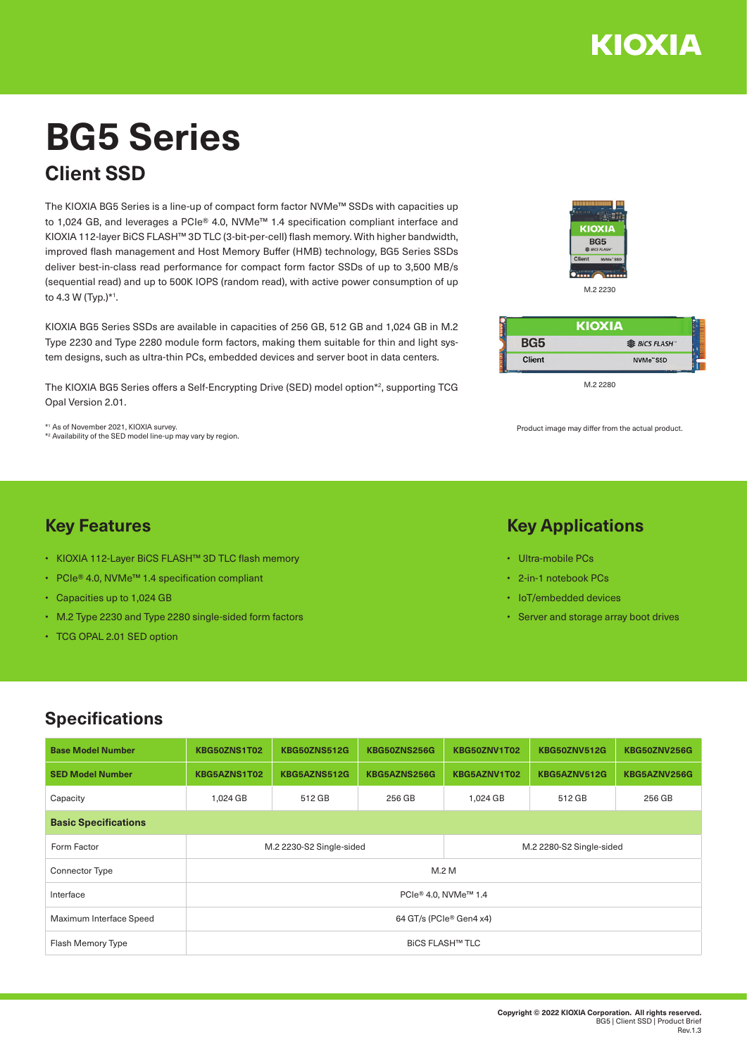KIOXIA

# BG5 Series

## Client SSD

The KIOXIA BG5 Series is a line-up of compact form factor NVMe™ SSDs with capacities up to 1,024 GB, and leverages a PCIe® 4.0, NVMe™ 1.4 specification compliant interface and KIOXIA 112-layer BiCS FLASH™ 3D TLC (3-bit-per-cell) flash memory. With higher bandwidth, improved flash management and Host Memory Buffer (HMB) technology, BG5 Series SSDs deliver best-in-class read performance for compact form factor SSDs of up to 3,500 MB/s (sequential read) and up to 500K IOPS (random read), with active power consumption of up to 4.3 W (Typ.)*[1].

KIOXIA BG5 Series SSDs are available in capacities of 256 GB, 512 GB and 1,024 GB in M.2 Type 2230 and Type 2280 module form factors, making them suitable for thin and light system designs, such as ultra-thin PCs, embedded devices and server boot in data centers.

The KIOXIA BG5 Series offers a Self-Encrypting Drive (SED) model option*[2], supporting TCG Opal Version 2.01.

*[1] As of November 2021, KIOXIA survey.
*[2] Availability of the SED model line-up may vary by region.

M.2 2230

M.2 2280

Product image may differ from the actual product.

## Key Features

- KIOXIA 112-Layer BiCS FLASH™ 3D TLC flash memory
- PCIe® 4.0, NVMe™ 1.4 specification compliant
- Capacities up to 1,024 GB
- M.2 Type 2230 and Type 2280 single-sided form factors
- TCG OPAL 2.01 SED option

## Key Applications

- Ultra-mobile PCs
- 2-in-1 notebook PCs
- IoT/embedded devices
- Server and storage array boot drives

## Specifications

| Base Model Number | KBG50ZNS1T02 | KBG50ZNS512G | KBG50ZNS256G | KBG50ZNV1T02 | KBG50ZNV512G | KBG50ZNV256G |
|---|---|---|---|---|---|---|
| **SED Model Number** | **KBG5AZNS1T02** | **KBG5AZNS512G** | **KBG5AZNS256G** | **KBG5AZNV1T02** | **KBG5AZNV512G** | **KBG5AZNV256G** |
| Capacity | 1,024 GB | 512 GB | 256 GB | 1,024 GB | 512 GB | 256 GB |
| **Basic Specifications** | | | | | | |
| Form Factor | M.2 2230-S2 Single-sided | | | M.2 2280-S2 Single-sided | | |
| Connector Type | M.2 M | | | | | |
| Interface | PCIe® 4.0, NVMe™ 1.4 | | | | | |
| Maximum Interface Speed | 64 GT/s (PCIe® Gen4 x4) | | | | | |
| Flash Memory Type | BiCS FLASH™ TLC | | | | | |

Copyright © 2022 KIOXIA Corporation. All rights reserved.
BG5 | Client SSD | Product Brief
Rev.1.3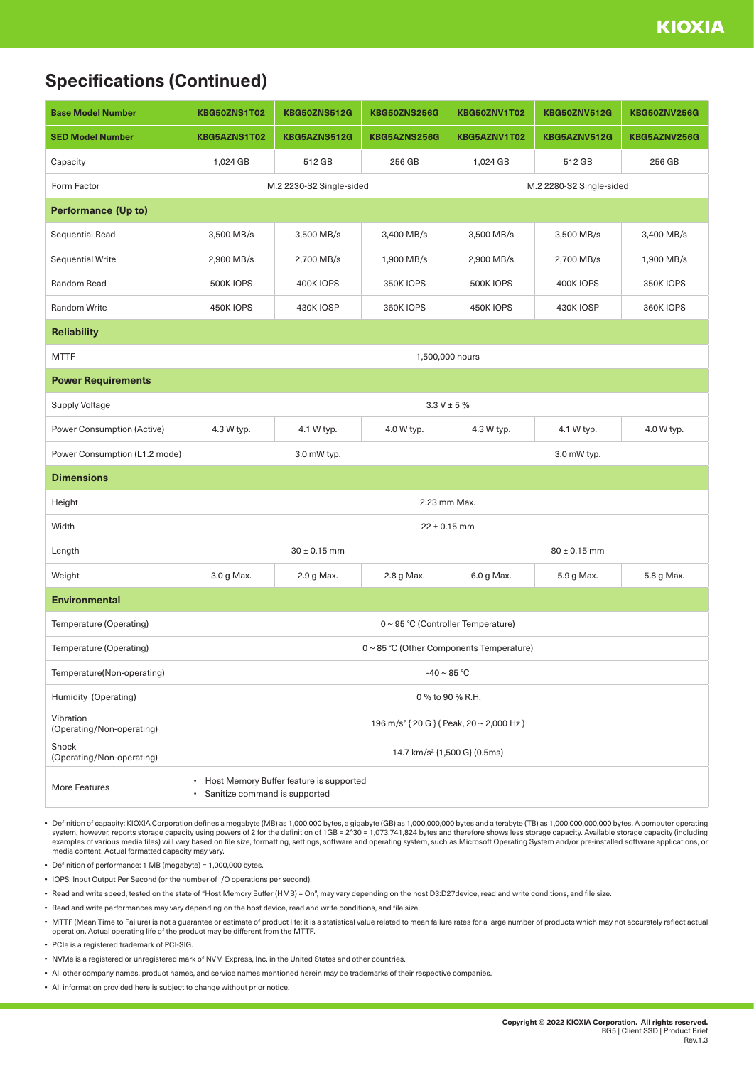## Specifications (Continued)

| Base Model Number | KBG50ZNS1T02 | KBG50ZNS512G | KBG50ZNS256G | KBG50ZNV1T02 | KBG50ZNV512G | KBG50ZNV256G |
|---|---|---|---|---|---|---|
| **SED Model Number** | **KBG5AZNS1T02** | **KBG5AZNS512G** | **KBG5AZNS256G** | **KBG5AZNV1T02** | **KBG5AZNV512G** | **KBG5AZNV256G** |
| Capacity | 1,024 GB | 512 GB | 256 GB | 1,024 GB | 512 GB | 256 GB |
| Form Factor | M.2 2230-S2 Single-sided | | | M.2 2280-S2 Single-sided | | |
| **Performance (Up to)** | | | | | | |
| Sequential Read | 3,500 MB/s | 3,500 MB/s | 3,400 MB/s | 3,500 MB/s | 3,500 MB/s | 3,400 MB/s |
| Sequential Write | 2,900 MB/s | 2,700 MB/s | 1,900 MB/s | 2,900 MB/s | 2,700 MB/s | 1,900 MB/s |
| Random Read | 500K IOPS | 400K IOPS | 350K IOPS | 500K IOPS | 400K IOPS | 350K IOPS |
| Random Write | 450K IOPS | 430K IOSP | 360K IOPS | 450K IOPS | 430K IOSP | 360K IOPS |
| **Reliability** | | | | | | |
| MTTF | 1,500,000 hours | | | | | |
| **Power Requirements** | | | | | | |
| Supply Voltage | 3.3 V ± 5 % | | | | | |
| Power Consumption (Active) | 4.3 W typ. | 4.1 W typ. | 4.0 W typ. | 4.3 W typ. | 4.1 W typ. | 4.0 W typ. |
| Power Consumption (L1.2 mode) | 3.0 mW typ. | | | 3.0 mW typ. | | |
| **Dimensions** | | | | | | |
| Height | 2.23 mm Max. | | | | | |
| Width | 22 ± 0.15 mm | | | | | |
| Length | 30 ± 0.15 mm | | | 80 ± 0.15 mm | | |
| Weight | 3.0 g Max. | 2.9 g Max. | 2.8 g Max. | 6.0 g Max. | 5.9 g Max. | 5.8 g Max. |
| **Environmental** | | | | | | |
| Temperature (Operating) | 0 ~ 95 °C (Controller Temperature) | | | | | |
| Temperature (Operating) | 0 ~ 85 °C (Other Components Temperature) | | | | | |
| Temperature(Non-operating) | -40 ~ 85 °C | | | | | |
| Humidity (Operating) | 0 % to 90 % R.H. | | | | | |
| Vibration (Operating/Non-operating) | 196 $m/s^2$ { 20 G } ( Peak, 20 ~ 2,000 Hz ) | | | | | |
| Shock (Operating/Non-operating) | 14.7 $km/s^2$ {1,500 G} (0.5ms) | | | | | |
| More Features | • Host Memory Buffer feature is supported • Sanitize command is supported | | | | | |

- Definition of capacity: KIOXIA Corporation defines a megabyte (MB) as 1,000,000 bytes, a gigabyte (GB) as 1,000,000,000 bytes and a terabyte (TB) as 1,000,000,000,000 bytes. A computer operating system, however, reports storage capacity using powers of 2 for the definition of 1GB = 2^30 = 1,073,741,824 bytes and therefore shows less storage capacity. Available storage capacity (including examples of various media files) will vary based on file size, formatting, settings, software and operating system, such as Microsoft Operating System and/or pre-installed software applications, or media content. Actual formatted capacity may vary.
- Definition of performance: 1 MB (megabyte) = 1,000,000 bytes.
- IOPS: Input Output Per Second (or the number of I/O operations per second).
- Read and write speed, tested on the state of "Host Memory Buffer (HMB) = On", may vary depending on the host D3:D27device, read and write conditions, and file size.
- Read and write performances may vary depending on the host device, read and write conditions, and file size.
- MTTF (Mean Time to Failure) is not a guarantee or estimate of product life; it is a statistical value related to mean failure rates for a large number of products which may not accurately reflect actual operation. Actual operating life of the product may be different from the MTTF.
- PCIe is a registered trademark of PCI-SIG.
- NVMe is a registered or unregistered mark of NVM Express, Inc. in the United States and other countries.
- All other company names, product names, and service names mentioned herein may be trademarks of their respective companies.
- All information provided here is subject to change without prior notice.

**Copyright © 2022 KIOXIA Corporation. All rights reserved.**
BG5 | Client SSD | Product Brief
Rev.1.3